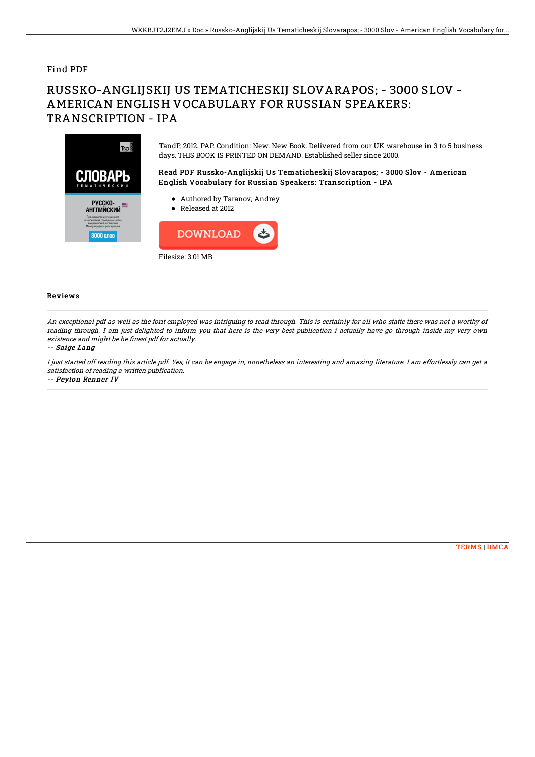Find PDF

# RUSSKO-ANGLIJSKIJ US TEMATICHESKIJ SLOVARAPOS; - 3000 SLOV - AMERICAN ENGLISH VOCABULARY FOR RUSSIAN SPEAKERS: TRANSCRIPTION - IPA

TandP, 2012. PAP. Condition: New. New Book. Delivered from our UK warehouse in 3 to 5 business days. THIS BOOK IS PRINTED ON DEMAND. Established seller since 2000.

### Read PDF Russko-Anglijskij Us Tematicheskij Slovarapos; - 3000 Slov - American English Vocabulary for Russian Speakers: Transcription - IPA

- Authored by Taranov, Andrey
- Released at 2012

DOWNLOAD

Filesize: 3.01 MB

## Reviews

*An exceptional pdf as well as the font employed was intriguing to read through. This is certainly for all who statte there was not a worthy of reading through. I am just delighted to inform you that here is the very best publication i actually have go through inside my very own existence and might be he finest pdf for actually.*

*-- Saige Lang*

*I just started off reading this article pdf. Yes, it can be engage in, nonetheless an interesting and amazing literature. I am effortlessly can get a satisfaction of reading a written publication.*

*-- Peyton Renner IV*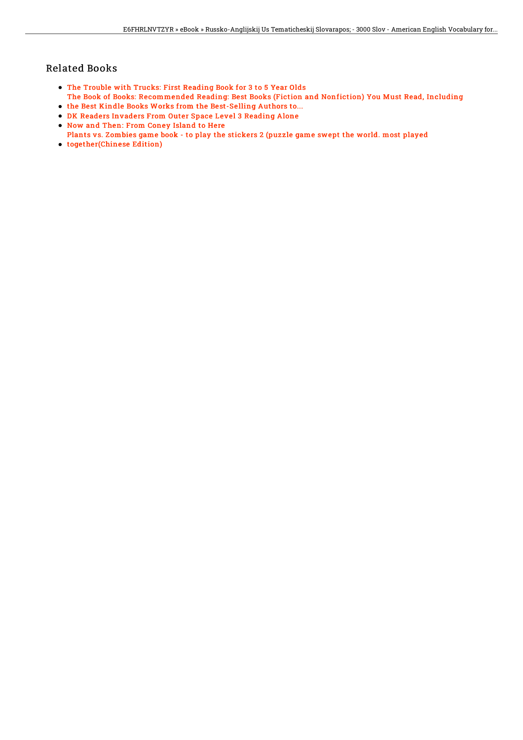## Related Books

- The Trouble with Trucks: First Reading Book for 3 to 5 Year Olds
- The Book of Books: Recommended Reading: Best Books (Fiction and Nonfiction) You Must Read, Including the Best Kindle Books Works from the Best-Selling Authors to...
- DK Readers Invaders From Outer Space Level 3 Reading Alone
- Now and Then: From Coney Island to Here
- Plants vs. Zombies game book - to play the stickers 2 (puzzle game swept the world. most played together(Chinese Edition)